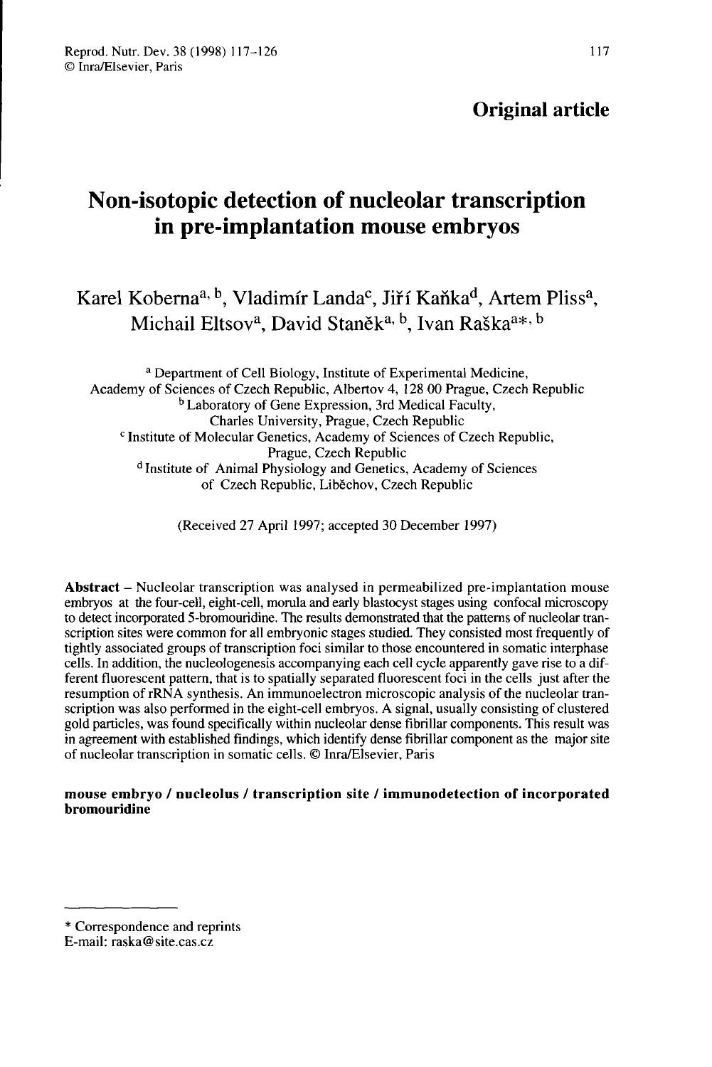**Original article**

# Non-isotopic detection of nucleolar transcription in pre-implantation mouse embryos

Karel Koberna[a, b], Vladimír Landa[c], Jiří Kaňka[d], Artem Pliss[a], Michail Eltsov[a], David Staněk[a, b], Ivan Raška[a*, b]

[a] Department of Cell Biology, Institute of Experimental Medicine, Academy of Sciences of Czech Republic, Albertov 4, 128 00 Prague, Czech Republic
[b] Laboratory of Gene Expression, 3rd Medical Faculty, Charles University, Prague, Czech Republic
[c] Institute of Molecular Genetics, Academy of Sciences of Czech Republic, Prague, Czech Republic
[d] Institute of Animal Physiology and Genetics, Academy of Sciences of Czech Republic, Liběchov, Czech Republic

(Received 27 April 1997; accepted 30 December 1997)

**Abstract** – Nucleolar transcription was analysed in permeabilized pre-implantation mouse embryos at the four-cell, eight-cell, morula and early blastocyst stages using confocal microscopy to detect incorporated 5-bromouridine. The results demonstrated that the patterns of nucleolar transcription sites were common for all embryonic stages studied. They consisted most frequently of tightly associated groups of transcription foci similar to those encountered in somatic interphase cells. In addition, the nucleologenesis accompanying each cell cycle apparently gave rise to a different fluorescent pattern, that is to spatially separated fluorescent foci in the cells just after the resumption of rRNA synthesis. An immunoelectron microscopic analysis of the nucleolar transcription was also performed in the eight-cell embryos. A signal, usually consisting of clustered gold particles, was found specifically within nucleolar dense fibrillar components. This result was in agreement with established findings, which identify dense fibrillar component as the major site of nucleolar transcription in somatic cells. © Inra/Elsevier, Paris

**mouse embryo / nucleolus / transcription site / immunodetection of incorporated bromouridine**

---

\* Correspondence and reprints
E-mail: raska@site.cas.cz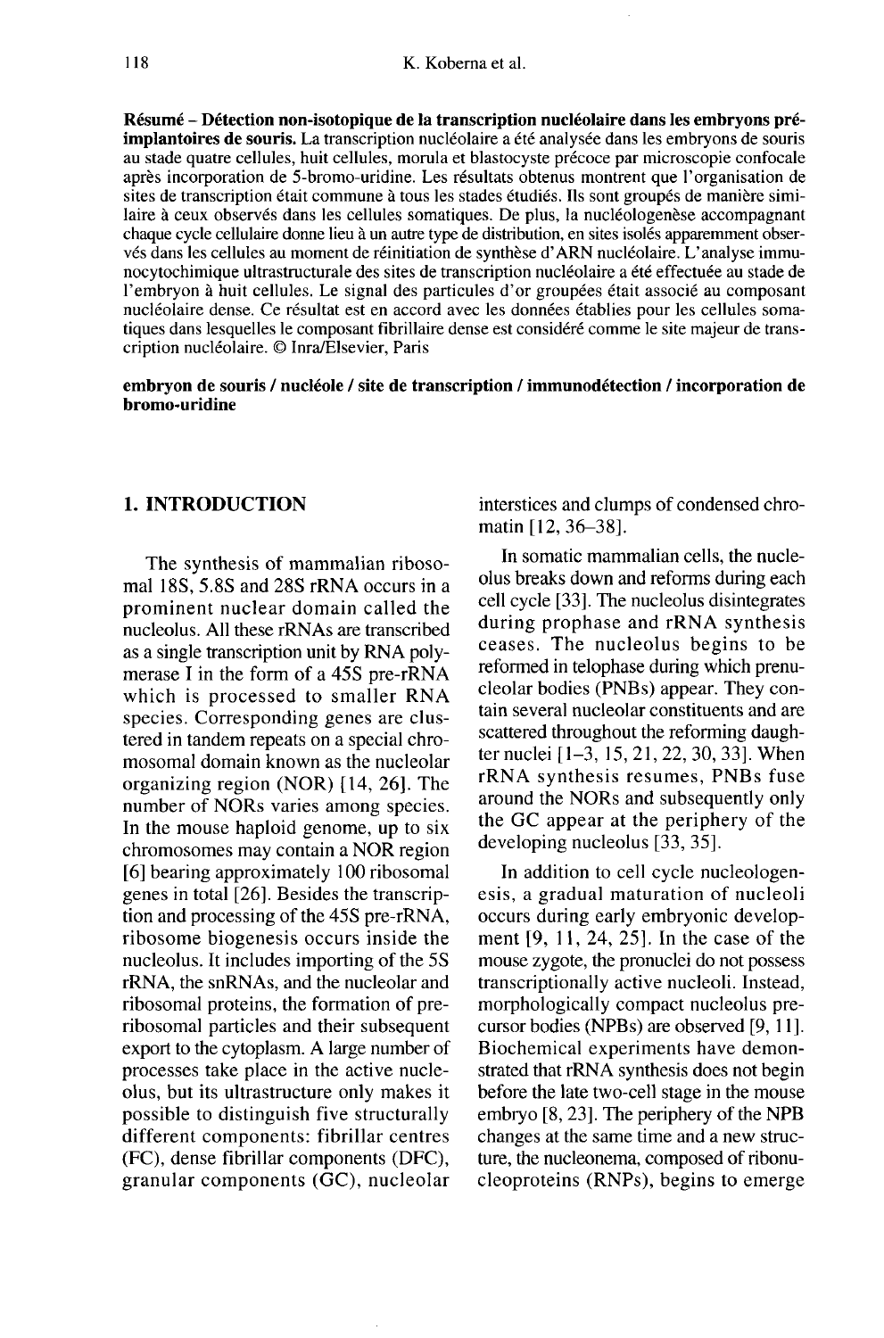**Résumé – Détection non-isotopique de la transcription nucléolaire dans les embryons préimplantoires de souris.** La transcription nucléolaire a été analysée dans les embryons de souris au stade quatre cellules, huit cellules, morula et blastocyste précoce par microscopie confocale après incorporation de 5-bromo-uridine. Les résultats obtenus montrent que l'organisation de sites de transcription était commune à tous les stades étudiés. Ils sont groupés de manière similaire à ceux observés dans les cellules somatiques. De plus, la nucléologenèse accompagnant chaque cycle cellulaire donne lieu à un autre type de distribution, en sites isolés apparemment observés dans les cellules au moment de réinitiation de synthèse d'ARN nucléolaire. L'analyse immunocytochimique ultrastructurale des sites de transcription nucléolaire a été effectuée au stade de l'embryon à huit cellules. Le signal des particules d'or groupées était associé au composant nucléolaire dense. Ce résultat est en accord avec les données établies pour les cellules somatiques dans lesquelles le composant fibrillaire dense est considéré comme le site majeur de transcription nucléolaire. © Inra/Elsevier, Paris

**embryon de souris / nucléole / site de transcription / immunodétection / incorporation de bromo-uridine**

## 1. INTRODUCTION

The synthesis of mammalian ribosomal 18S, 5.8S and 28S rRNA occurs in a prominent nuclear domain called the nucleolus. All these rRNAs are transcribed as a single transcription unit by RNA polymerase I in the form of a 45S pre-rRNA which is processed to smaller RNA species. Corresponding genes are clustered in tandem repeats on a special chromosomal domain known as the nucleolar organizing region (NOR) [14, 26]. The number of NORs varies among species. In the mouse haploid genome, up to six chromosomes may contain a NOR region [6] bearing approximately 100 ribosomal genes in total [26]. Besides the transcription and processing of the 45S pre-rRNA, ribosome biogenesis occurs inside the nucleolus. It includes importing of the 5S rRNA, the snRNAs, and the nucleolar and ribosomal proteins, the formation of preribosomal particles and their subsequent export to the cytoplasm. A large number of processes take place in the active nucleolus, but its ultrastructure only makes it possible to distinguish five structurally different components: fibrillar centres (FC), dense fibrillar components (DFC), granular components (GC), nucleolar interstices and clumps of condensed chromatin [12, 36–38].

In somatic mammalian cells, the nucleolus breaks down and reforms during each cell cycle [33]. The nucleolus disintegrates during prophase and rRNA synthesis ceases. The nucleolus begins to be reformed in telophase during which prenucleolar bodies (PNBs) appear. They contain several nucleolar constituents and are scattered throughout the reforming daughter nuclei [1–3, 15, 21, 22, 30, 33]. When rRNA synthesis resumes, PNBs fuse around the NORs and subsequently only the GC appear at the periphery of the developing nucleolus [33, 35].

In addition to cell cycle nucleologenesis, a gradual maturation of nucleoli occurs during early embryonic development [9, 11, 24, 25]. In the case of the mouse zygote, the pronuclei do not possess transcriptionally active nucleoli. Instead, morphologically compact nucleolus precursor bodies (NPBs) are observed [9, 11]. Biochemical experiments have demonstrated that rRNA synthesis does not begin before the late two-cell stage in the mouse embryo [8, 23]. The periphery of the NPB changes at the same time and a new structure, the nucleonema, composed of ribonucleoproteins (RNPs), begins to emerge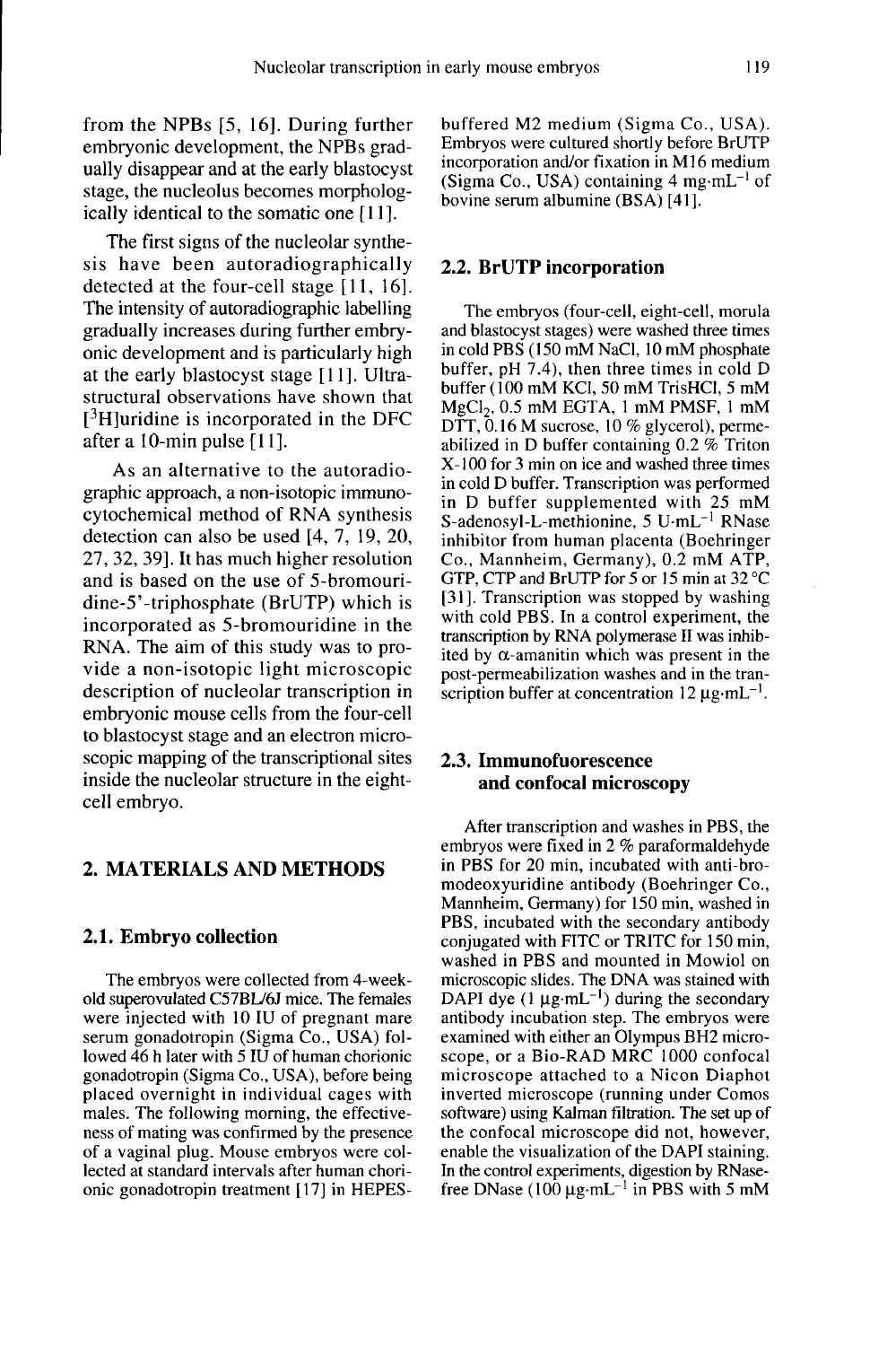from the NPBs [5, 16]. During further embryonic development, the NPBs gradually disappear and at the early blastocyst stage, the nucleolus becomes morphologically identical to the somatic one [11].

The first signs of the nucleolar synthesis have been autoradiographically detected at the four-cell stage [11, 16]. The intensity of autoradiographic labelling gradually increases during further embryonic development and is particularly high at the early blastocyst stage [11]. Ultrastructural observations have shown that [$^3$H]uridine is incorporated in the DFC after a 10-min pulse [11].

As an alternative to the autoradiographic approach, a non-isotopic immunocytochemical method of RNA synthesis detection can also be used [4, 7, 19, 20, 27, 32, 39]. It has much higher resolution and is based on the use of 5-bromouridine-5'-triphosphate (BrUTP) which is incorporated as 5-bromouridine in the RNA. The aim of this study was to provide a non-isotopic light microscopic description of nucleolar transcription in embryonic mouse cells from the four-cell to blastocyst stage and an electron microscopic mapping of the transcriptional sites inside the nucleolar structure in the eight-cell embryo.

## 2. MATERIALS AND METHODS

### 2.1. Embryo collection

The embryos were collected from 4-week-old superovulated C57BL/6J mice. The females were injected with 10 IU of pregnant mare serum gonadotropin (Sigma Co., USA) followed 46 h later with 5 IU of human chorionic gonadotropin (Sigma Co., USA), before being placed overnight in individual cages with males. The following morning, the effectiveness of mating was confirmed by the presence of a vaginal plug. Mouse embryos were collected at standard intervals after human chorionic gonadotropin treatment [17] in HEPES-buffered M2 medium (Sigma Co., USA). Embryos were cultured shortly before BrUTP incorporation and/or fixation in M16 medium (Sigma Co., USA) containing 4 mg·mL$^{-1}$ of bovine serum albumine (BSA) [41].

### 2.2. BrUTP incorporation

The embryos (four-cell, eight-cell, morula and blastocyst stages) were washed three times in cold PBS (150 mM NaCl, 10 mM phosphate buffer, pH 7.4), then three times in cold D buffer (100 mM KCl, 50 mM TrisHCl, 5 mM $MgCl_2$, 0.5 mM EGTA, 1 mM PMSF, 1 mM DTT, 0.16 M sucrose, 10 % glycerol), permeabilized in D buffer containing 0.2 % Triton X-100 for 3 min on ice and washed three times in cold D buffer. Transcription was performed in D buffer supplemented with 25 mM S-adenosyl-L-methionine, 5 U·mL$^{-1}$ RNase inhibitor from human placenta (Boehringer Co., Mannheim, Germany), 0.2 mM ATP, GTP, CTP and BrUTP for 5 or 15 min at 32 °C [31]. Transcription was stopped by washing with cold PBS. In a control experiment, the transcription by RNA polymerase II was inhibited by α-amanitin which was present in the post-permeabilization washes and in the transcription buffer at concentration 12 μg·mL$^{-1}$.

### 2.3. Immunofuorescence and confocal microscopy

After transcription and washes in PBS, the embryos were fixed in 2 % paraformaldehyde in PBS for 20 min, incubated with anti-bromodeoxyuridine antibody (Boehringer Co., Mannheim, Germany) for 150 min, washed in PBS, incubated with the secondary antibody conjugated with FITC or TRITC for 150 min, washed in PBS and mounted in Mowiol on microscopic slides. The DNA was stained with DAPI dye (1 μg·mL$^{-1}$) during the secondary antibody incubation step. The embryos were examined with either an Olympus BH2 microscope, or a Bio-RAD MRC 1000 confocal microscope attached to a Nicon Diaphot inverted microscope (running under Comos software) using Kalman filtration. The set up of the confocal microscope did not, however, enable the visualization of the DAPI staining. In the control experiments, digestion by RNase-free DNase (100 μg·mL$^{-1}$ in PBS with 5 mM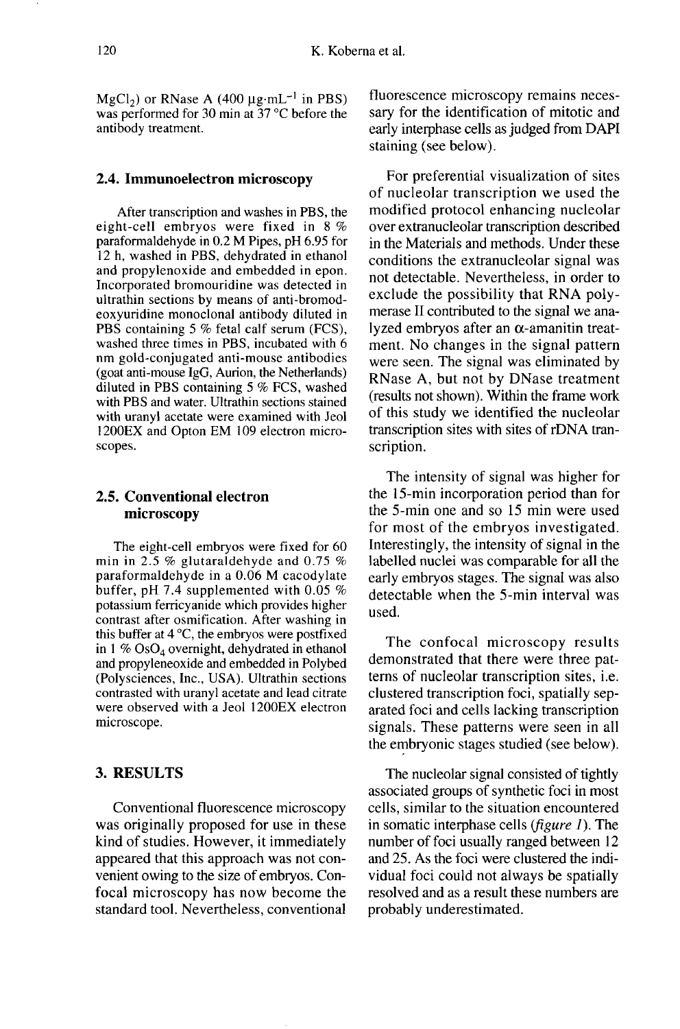$MgCl_2$) or RNase A (400 $\mu g \cdot mL^{-1}$ in PBS) was performed for 30 min at 37 °C before the antibody treatment.

### 2.4. Immunoelectron microscopy

After transcription and washes in PBS, the eight-cell embryos were fixed in 8 % paraformaldehyde in 0.2 M Pipes, pH 6.95 for 12 h, washed in PBS, dehydrated in ethanol and propylenoxide and embedded in epon. Incorporated bromouridine was detected in ultrathin sections by means of anti-bromodeoxyuridine monoclonal antibody diluted in PBS containing 5 % fetal calf serum (FCS), washed three times in PBS, incubated with 6 nm gold-conjugated anti-mouse antibodies (goat anti-mouse IgG, Aurion, the Netherlands) diluted in PBS containing 5 % FCS, washed with PBS and water. Ultrathin sections stained with uranyl acetate were examined with Jeol 1200EX and Opton EM 109 electron microscopes.

### 2.5. Conventional electron microscopy

The eight-cell embryos were fixed for 60 min in 2.5 % glutaraldehyde and 0.75 % paraformaldehyde in a 0.06 M cacodylate buffer, pH 7.4 supplemented with 0.05 % potassium ferricyanide which provides higher contrast after osmification. After washing in this buffer at 4 °C, the embryos were postfixed in 1 % $OsO_4$ overnight, dehydrated in ethanol and propyleneoxide and embedded in Polybed (Polysciences, Inc., USA). Ultrathin sections contrasted with uranyl acetate and lead citrate were observed with a Jeol 1200EX electron microscope.

## 3. RESULTS

Conventional fluorescence microscopy was originally proposed for use in these kind of studies. However, it immediately appeared that this approach was not convenient owing to the size of embryos. Confocal microscopy has now become the standard tool. Nevertheless, conventional fluorescence microscopy remains necessary for the identification of mitotic and early interphase cells as judged from DAPI staining (see below).

For preferential visualization of sites of nucleolar transcription we used the modified protocol enhancing nucleolar over extranucleolar transcription described in the Materials and methods. Under these conditions the extranucleolar signal was not detectable. Nevertheless, in order to exclude the possibility that RNA polymerase II contributed to the signal we analyzed embryos after an $\alpha$-amanitin treatment. No changes in the signal pattern were seen. The signal was eliminated by RNase A, but not by DNase treatment (results not shown). Within the frame work of this study we identified the nucleolar transcription sites with sites of rDNA transcription.

The intensity of signal was higher for the 15-min incorporation period than for the 5-min one and so 15 min were used for most of the embryos investigated. Interestingly, the intensity of signal in the labelled nuclei was comparable for all the early embryos stages. The signal was also detectable when the 5-min interval was used.

The confocal microscopy results demonstrated that there were three patterns of nucleolar transcription sites, i.e. clustered transcription foci, spatially separated foci and cells lacking transcription signals. These patterns were seen in all the embryonic stages studied (see below).

The nucleolar signal consisted of tightly associated groups of synthetic foci in most cells, similar to the situation encountered in somatic interphase cells (*figure 1*). The number of foci usually ranged between 12 and 25. As the foci were clustered the individual foci could not always be spatially resolved and as a result these numbers are probably underestimated.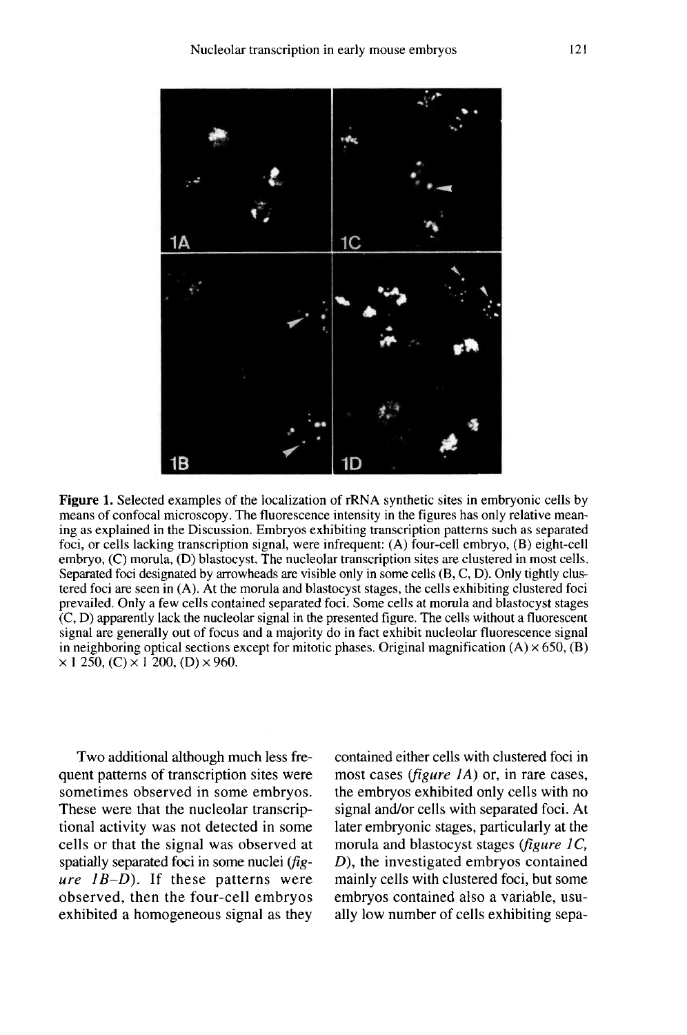**Figure 1.** Selected examples of the localization of rRNA synthetic sites in embryonic cells by means of confocal microscopy. The fluorescence intensity in the figures has only relative meaning as explained in the Discussion. Embryos exhibiting transcription patterns such as separated foci, or cells lacking transcription signal, were infrequent: (A) four-cell embryo, (B) eight-cell embryo, (C) morula, (D) blastocyst. The nucleolar transcription sites are clustered in most cells. Separated foci designated by arrowheads are visible only in some cells (B, C, D). Only tightly clustered foci are seen in (A). At the morula and blastocyst stages, the cells exhibiting clustered foci prevailed. Only a few cells contained separated foci. Some cells at morula and blastocyst stages (C, D) apparently lack the nucleolar signal in the presented figure. The cells without a fluorescent signal are generally out of focus and a majority do in fact exhibit nucleolar fluorescence signal in neighboring optical sections except for mitotic phases. Original magnification (A) × 650, (B) × 1 250, (C) × 1 200, (D) × 960.

Two additional although much less frequent patterns of transcription sites were sometimes observed in some embryos. These were that the nucleolar transcriptional activity was not detected in some cells or that the signal was observed at spatially separated foci in some nuclei (*figure 1B–D*). If these patterns were observed, then the four-cell embryos exhibited a homogeneous signal as they contained either cells with clustered foci in most cases (*figure 1A*) or, in rare cases, the embryos exhibited only cells with no signal and/or cells with separated foci. At later embryonic stages, particularly at the morula and blastocyst stages (*figure 1C, D*), the investigated embryos contained mainly cells with clustered foci, but some embryos contained also a variable, usually low number of cells exhibiting sepa-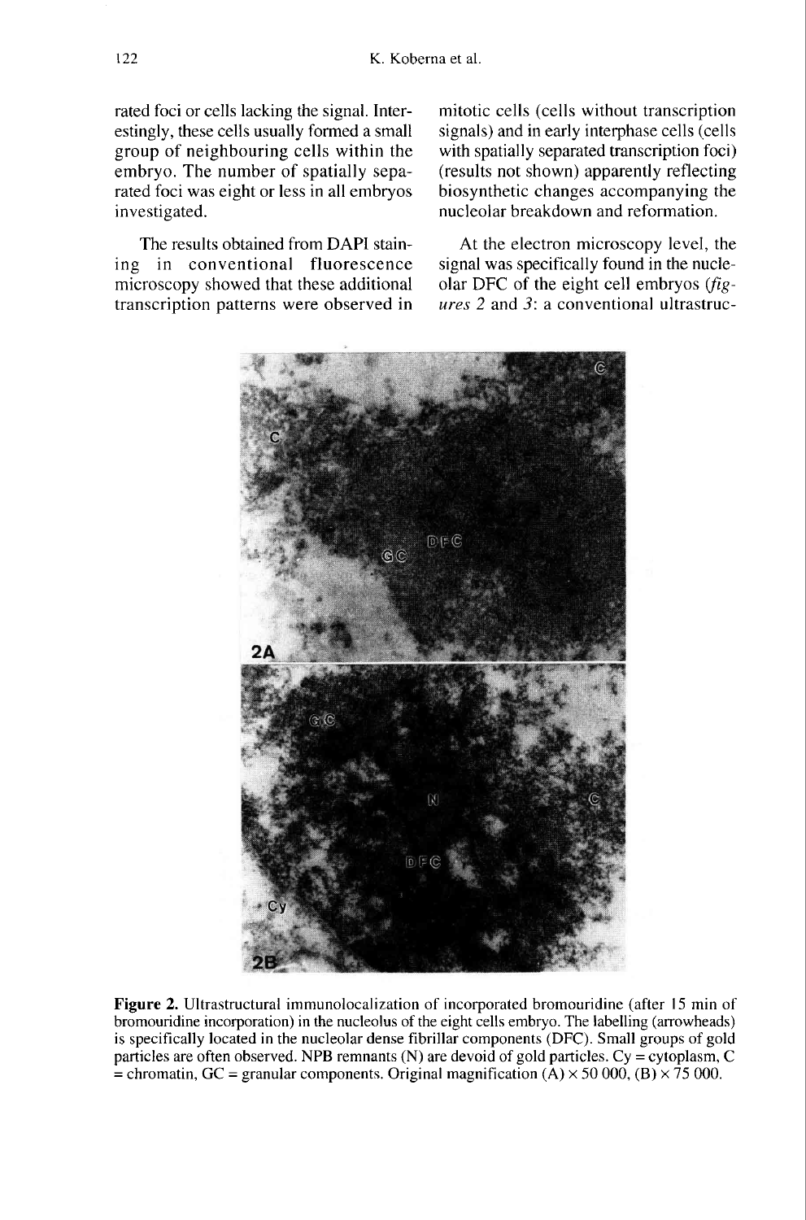rated foci or cells lacking the signal. Interestingly, these cells usually formed a small group of neighbouring cells within the embryo. The number of spatially separated foci was eight or less in all embryos investigated.

The results obtained from DAPI staining in conventional fluorescence microscopy showed that these additional transcription patterns were observed in mitotic cells (cells without transcription signals) and in early interphase cells (cells with spatially separated transcription foci) (results not shown) apparently reflecting biosynthetic changes accompanying the nucleolar breakdown and reformation.

At the electron microscopy level, the signal was specifically found in the nucleolar DFC of the eight cell embryos (*figures 2* and *3*: a conventional ultrastruc-

**Figure 2.** Ultrastructural immunolocalization of incorporated bromouridine (after 15 min of bromouridine incorporation) in the nucleolus of the eight cells embryo. The labelling (arrowheads) is specifically located in the nucleolar dense fibrillar components (DFC). Small groups of gold particles are often observed. NPB remnants (N) are devoid of gold particles. Cy = cytoplasm, C = chromatin, GC = granular components. Original magnification (A) × 50 000, (B) × 75 000.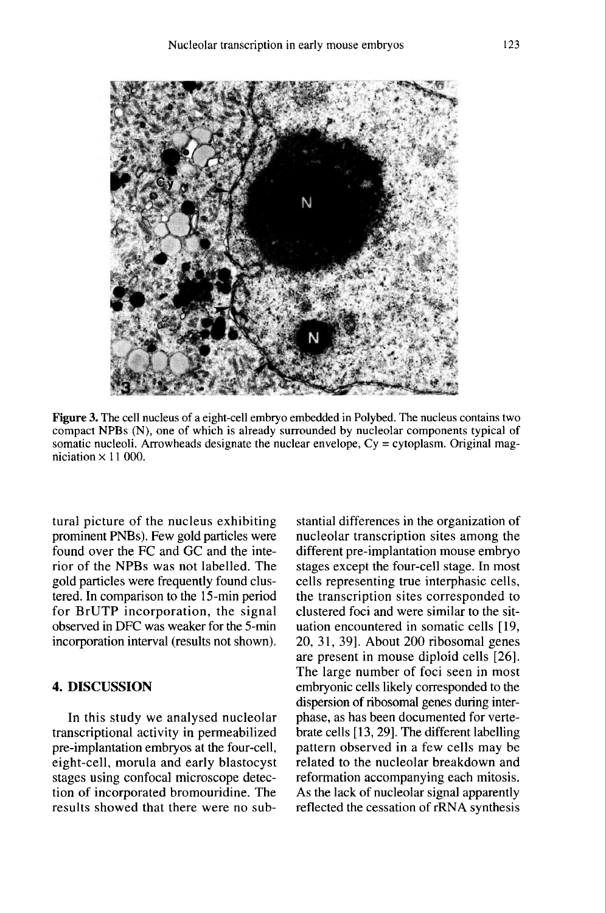**Figure 3.** The cell nucleus of a eight-cell embryo embedded in Polybed. The nucleus contains two compact NPBs (N), one of which is already surrounded by nucleolar components typical of somatic nucleoli. Arrowheads designate the nuclear envelope, Cy = cytoplasm. Original magniciation × 11 000.

tural picture of the nucleus exhibiting prominent PNBs). Few gold particles were found over the FC and GC and the interior of the NPBs was not labelled. The gold particles were frequently found clustered. In comparison to the 15-min period for BrUTP incorporation, the signal observed in DFC was weaker for the 5-min incorporation interval (results not shown).

## 4. DISCUSSION

In this study we analysed nucleolar transcriptional activity in permeabilized pre-implantation embryos at the four-cell, eight-cell, morula and early blastocyst stages using confocal microscope detection of incorporated bromouridine. The results showed that there were no substantial differences in the organization of nucleolar transcription sites among the different pre-implantation mouse embryo stages except the four-cell stage. In most cells representing true interphasic cells, the transcription sites corresponded to clustered foci and were similar to the situation encountered in somatic cells [19, 20, 31, 39]. About 200 ribosomal genes are present in mouse diploid cells [26]. The large number of foci seen in most embryonic cells likely corresponded to the dispersion of ribosomal genes during interphase, as has been documented for vertebrate cells [13, 29]. The different labelling pattern observed in a few cells may be related to the nucleolar breakdown and reformation accompanying each mitosis. As the lack of nucleolar signal apparently reflected the cessation of rRNA synthesis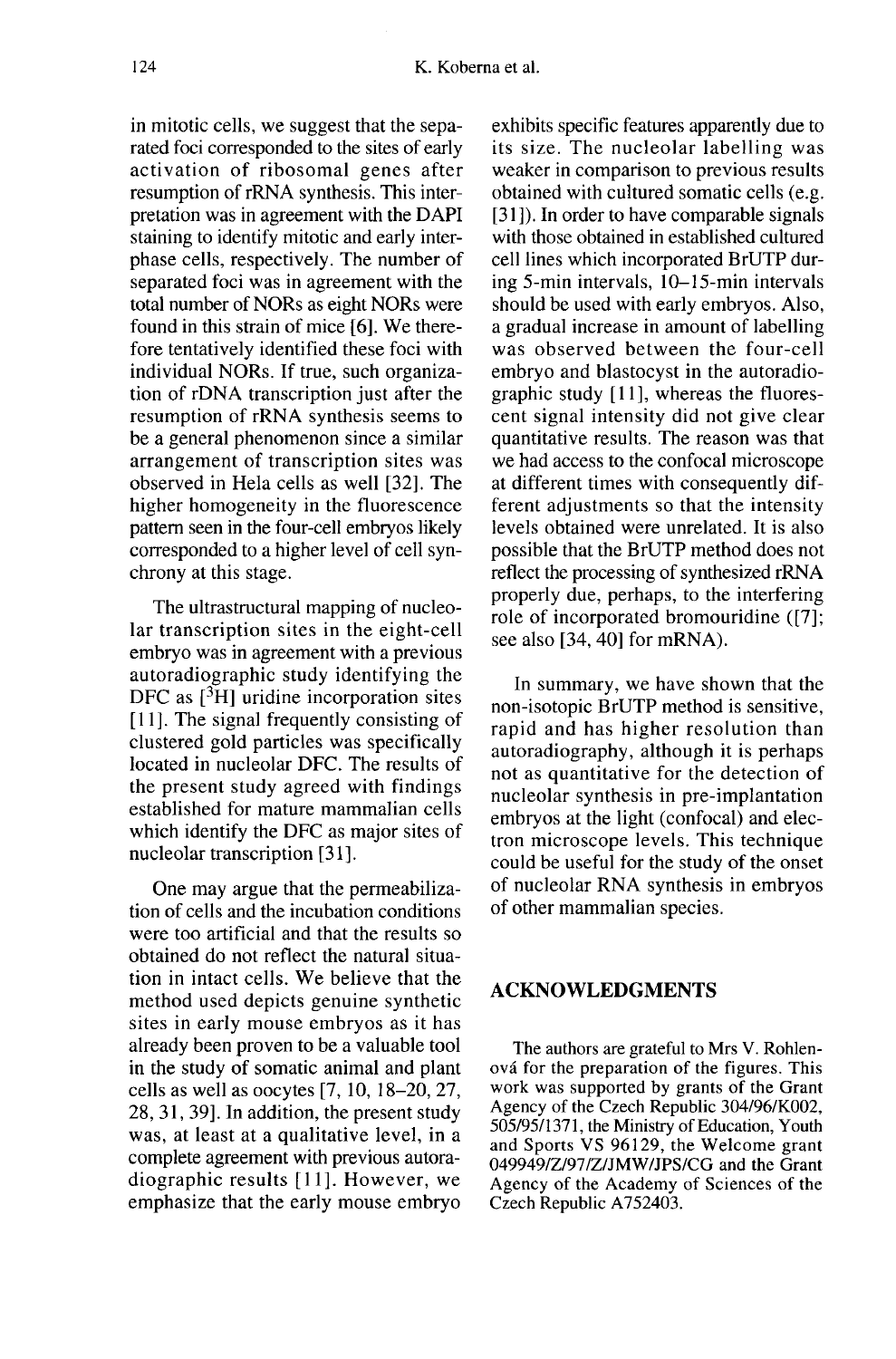in mitotic cells, we suggest that the separated foci corresponded to the sites of early activation of ribosomal genes after resumption of rRNA synthesis. This interpretation was in agreement with the DAPI staining to identify mitotic and early interphase cells, respectively. The number of separated foci was in agreement with the total number of NORs as eight NORs were found in this strain of mice [6]. We therefore tentatively identified these foci with individual NORs. If true, such organization of rDNA transcription just after the resumption of rRNA synthesis seems to be a general phenomenon since a similar arrangement of transcription sites was observed in Hela cells as well [32]. The higher homogeneity in the fluorescence pattern seen in the four-cell embryos likely corresponded to a higher level of cell synchrony at this stage.

The ultrastructural mapping of nucleolar transcription sites in the eight-cell embryo was in agreement with a previous autoradiographic study identifying the DFC as [$^{3}$H] uridine incorporation sites [11]. The signal frequently consisting of clustered gold particles was specifically located in nucleolar DFC. The results of the present study agreed with findings established for mature mammalian cells which identify the DFC as major sites of nucleolar transcription [31].

One may argue that the permeabilization of cells and the incubation conditions were too artificial and that the results so obtained do not reflect the natural situation in intact cells. We believe that the method used depicts genuine synthetic sites in early mouse embryos as it has already been proven to be a valuable tool in the study of somatic animal and plant cells as well as oocytes [7, 10, 18–20, 27, 28, 31, 39]. In addition, the present study was, at least at a qualitative level, in a complete agreement with previous autoradiographic results [11]. However, we emphasize that the early mouse embryo exhibits specific features apparently due to its size. The nucleolar labelling was weaker in comparison to previous results obtained with cultured somatic cells (e.g. [31]). In order to have comparable signals with those obtained in established cultured cell lines which incorporated BrUTP during 5-min intervals, 10–15-min intervals should be used with early embryos. Also, a gradual increase in amount of labelling was observed between the four-cell embryo and blastocyst in the autoradiographic study [11], whereas the fluorescent signal intensity did not give clear quantitative results. The reason was that we had access to the confocal microscope at different times with consequently different adjustments so that the intensity levels obtained were unrelated. It is also possible that the BrUTP method does not reflect the processing of synthesized rRNA properly due, perhaps, to the interfering role of incorporated bromouridine ([7]; see also [34, 40] for mRNA).

In summary, we have shown that the non-isotopic BrUTP method is sensitive, rapid and has higher resolution than autoradiography, although it is perhaps not as quantitative for the detection of nucleolar synthesis in pre-implantation embryos at the light (confocal) and electron microscope levels. This technique could be useful for the study of the onset of nucleolar RNA synthesis in embryos of other mammalian species.

## ACKNOWLEDGMENTS

The authors are grateful to Mrs V. Rohlenová for the preparation of the figures. This work was supported by grants of the Grant Agency of the Czech Republic 304/96/K002, 505/95/1371, the Ministry of Education, Youth and Sports VS 96129, the Welcome grant 049949/Z/97/Z/JMW/JPS/CG and the Grant Agency of the Academy of Sciences of the Czech Republic A752403.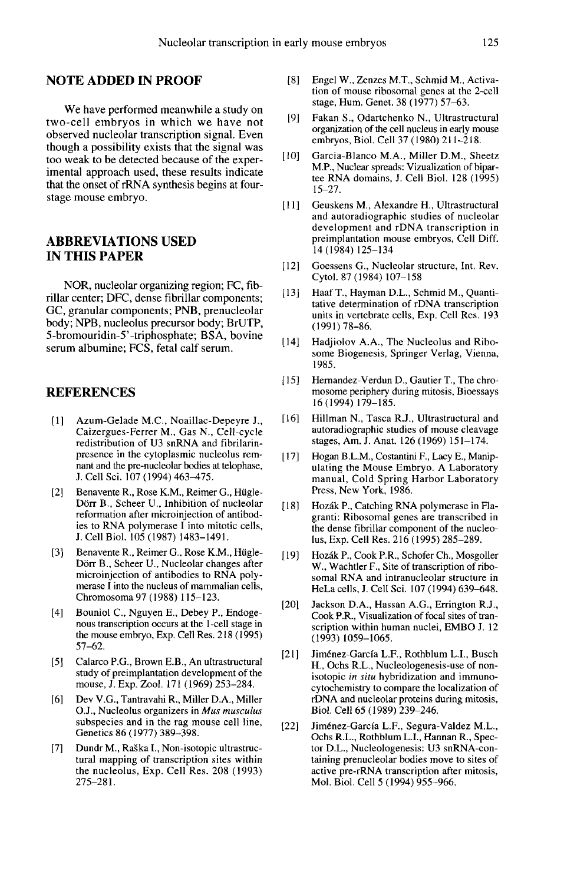## NOTE ADDED IN PROOF

We have performed meanwhile a study on two-cell embryos in which we have not observed nucleolar transcription signal. Even though a possibility exists that the signal was too weak to be detected because of the experimental approach used, these results indicate that the onset of rRNA synthesis begins at four-stage mouse embryo.

## ABBREVIATIONS USED IN THIS PAPER

NOR, nucleolar organizing region; FC, fibrillar center; DFC, dense fibrillar components; GC, granular components; PNB, prenucleolar body; NPB, nucleolus precursor body; BrUTP, 5-bromouridin-5'-triphosphate; BSA, bovine serum albumine; FCS, fetal calf serum.

## REFERENCES

[1] Azum-Gelade M.C., Noaillac-Depeyre J., Caizergues-Ferrer M., Gas N., Cell-cycle redistribution of U3 snRNA and fibrilarin-presence in the cytoplasmic nucleolus remnant and the pre-nucleolar bodies at telophase, J. Cell Sci. 107 (1994) 463–475.

[2] Benavente R., Rose K.M., Reimer G., Hügle-Dörr B., Scheer U., Inhibition of nucleolar reformation after microinjection of antibodies to RNA polymerase I into mitotic cells, J. Cell Biol. 105 (1987) 1483–1491.

[3] Benavente R., Reimer G., Rose K.M., Hügle-Dörr B., Scheer U., Nucleolar changes after microinjection of antibodies to RNA polymerase I into the nucleus of mammalian cells, Chromosoma 97 (1988) 115–123.

[4] Bouniol C., Nguyen E., Debey P., Endogenous transcription occurs at the 1-cell stage in the mouse embryo, Exp. Cell Res. 218 (1995) 57–62.

[5] Calarco P.G., Brown E.B., An ultrastructural study of preimplantation development of the mouse, J. Exp. Zool. 171 (1969) 253–284.

[6] Dev V.G., Tantravahi R., Miller D.A., Miller O.J., Nucleolus organizers in *Mus musculus* subspecies and in the rag mouse cell line, Genetics 86 (1977) 389–398.

[7] Dundr M., Raška I., Non-isotopic ultrastructural mapping of transcription sites within the nucleolus, Exp. Cell Res. 208 (1993) 275–281.

[8] Engel W., Zenzes M.T., Schmid M., Activation of mouse ribosomal genes at the 2-cell stage, Hum. Genet. 38 (1977) 57–63.

[9] Fakan S., Odartchenko N., Ultrastructural organization of the cell nucleus in early mouse embryos, Biol. Cell 37 (1980) 211–218.

[10] Garcia-Blanco M.A., Miller D.M., Sheetz M.P., Nuclear spreads: Vizualization of bipartee RNA domains, J. Cell Biol. 128 (1995) 15–27.

[11] Geuskens M., Alexandre H., Ultrastructural and autoradiographic studies of nucleolar development and rDNA transcription in preimplantation mouse embryos, Cell Diff. 14 (1984) 125–134

[12] Goessens G., Nucleolar structure, Int. Rev. Cytol. 87 (1984) 107–158

[13] Haaf T., Hayman D.L., Schmid M., Quantitative determination of rDNA transcription units in vertebrate cells, Exp. Cell Res. 193 (1991) 78–86.

[14] Hadjiolov A.A., The Nucleolus and Ribosome Biogenesis, Springer Verlag, Vienna, 1985.

[15] Hernandez-Verdun D., Gautier T., The chromosome periphery during mitosis, Bioessays 16 (1994) 179–185.

[16] Hillman N., Tasca R.J., Ultrastructural and autoradiographic studies of mouse cleavage stages, Am. J. Anat. 126 (1969) 151–174.

[17] Hogan B.L.M., Costantini F., Lacy E., Manipulating the Mouse Embryo. A Laboratory manual, Cold Spring Harbor Laboratory Press, New York, 1986.

[18] Hozák P., Catching RNA polymerase in Flagranti: Ribosomal genes are transcribed in the dense fibrillar component of the nucleolus, Exp. Cell Res. 216 (1995) 285–289.

[19] Hozák P., Cook P.R., Schofer Ch., Mosgoller W., Wachtler F., Site of transcription of ribosomal RNA and intranucleolar structure in HeLa cells, J. Cell Sci. 107 (1994) 639–648.

[20] Jackson D.A., Hassan A.G., Errington R.J., Cook P.R., Visualization of focal sites of transcription within human nuclei, EMBO J. 12 (1993) 1059–1065.

[21] Jiménez-García L.F., Rothblum L.I., Busch H., Ochs R.L., Nucleologenesis-use of non-isotopic *in situ* hybridization and immunocytochemistry to compare the localization of rDNA and nucleolar proteins during mitosis, Biol. Cell 65 (1989) 239–246.

[22] Jiménez-García L.F., Segura-Valdez M.L., Ochs R.L., Rothblum L.I, Hannan R., Spector D.L., Nucleologenesis: U3 snRNA-containing prenucleolar bodies move to sites of active pre-rRNA transcription after mitosis, Mol. Biol. Cell 5 (1994) 955–966.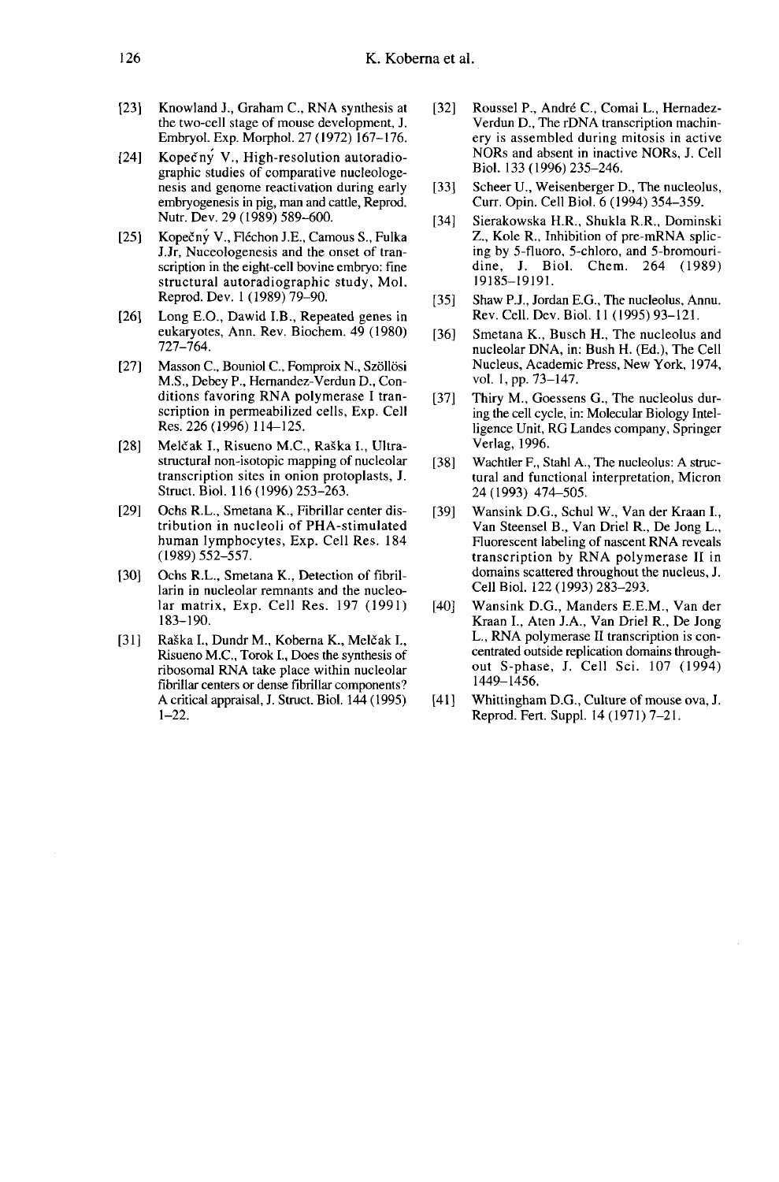[23] Knowland J., Graham C., RNA synthesis at the two-cell stage of mouse development, J. Embryol. Exp. Morphol. 27 (1972) 167–176.

[24] Kopečný V., High-resolution autoradiographic studies of comparative nucleologenesis and genome reactivation during early embryogenesis in pig, man and cattle, Reprod. Nutr. Dev. 29 (1989) 589–600.

[25] Kopečný V., Fléchon J.E., Camous S., Fulka J.Jr, Nuceologenesis and the onset of transcription in the eight-cell bovine embryo: fine structural autoradiographic study, Mol. Reprod. Dev. 1 (1989) 79–90.

[26] Long E.O., Dawid I.B., Repeated genes in eukaryotes, Ann. Rev. Biochem. 49 (1980) 727–764.

[27] Masson C., Bouniol C., Fomproix N., Szöllösi M.S., Debey P., Hernandez-Verdun D., Conditions favoring RNA polymerase I transcription in permeabilized cells, Exp. Cell Res. 226 (1996) 114–125.

[28] Melčak I., Risueno M.C., Raška I., Ultrastructural non-isotopic mapping of nucleolar transcription sites in onion protoplasts, J. Struct. Biol. 116 (1996) 253–263.

[29] Ochs R.L., Smetana K., Fibrillar center distribution in nucleoli of PHA-stimulated human lymphocytes, Exp. Cell Res. 184 (1989) 552–557.

[30] Ochs R.L., Smetana K., Detection of fibrillarin in nucleolar remnants and the nucleolar matrix, Exp. Cell Res. 197 (1991) 183–190.

[31] Raška I., Dundr M., Koberna K., Melčak I., Risueno M.C., Torok I., Does the synthesis of ribosomal RNA take place within nucleolar fibrillar centers or dense fibrillar components? A critical appraisal, J. Struct. Biol. 144 (1995) 1–22.

[32] Roussel P., André C., Comai L., Hernadez-Verdun D., The rDNA transcription machinery is assembled during mitosis in active NORs and absent in inactive NORs, J. Cell Biol. 133 (1996) 235–246.

[33] Scheer U., Weisenberger D., The nucleolus, Curr. Opin. Cell Biol. 6 (1994) 354–359.

[34] Sierakowska H.R., Shukla R.R., Dominski Z., Kole R., Inhibition of pre-mRNA splicing by 5-fluoro, 5-chloro, and 5-bromouridine, J. Biol. Chem. 264 (1989) 19185–19191.

[35] Shaw P.J., Jordan E.G., The nucleolus, Annu. Rev. Cell. Dev. Biol. 11 (1995) 93–121.

[36] Smetana K., Busch H., The nucleolus and nucleolar DNA, in: Bush H. (Ed.), The Cell Nucleus, Academic Press, New York, 1974, vol. 1, pp. 73–147.

[37] Thiry M., Goessens G., The nucleolus during the cell cycle, in: Molecular Biology Intelligence Unit, RG Landes company, Springer Verlag, 1996.

[38] Wachtler F., Stahl A., The nucleolus: A structural and functional interpretation, Micron 24 (1993) 474–505.

[39] Wansink D.G., Schul W., Van der Kraan I., Van Steensel B., Van Driel R., De Jong L., Fluorescent labeling of nascent RNA reveals transcription by RNA polymerase II in domains scattered throughout the nucleus, J. Cell Biol. 122 (1993) 283–293.

[40] Wansink D.G., Manders E.E.M., Van der Kraan I., Aten J.A., Van Driel R., De Jong L., RNA polymerase II transcription is concentrated outside replication domains throughout S-phase, J. Cell Sci. 107 (1994) 1449–1456.

[41] Whittingham D.G., Culture of mouse ova, J. Reprod. Fert. Suppl. 14 (1971) 7–21.